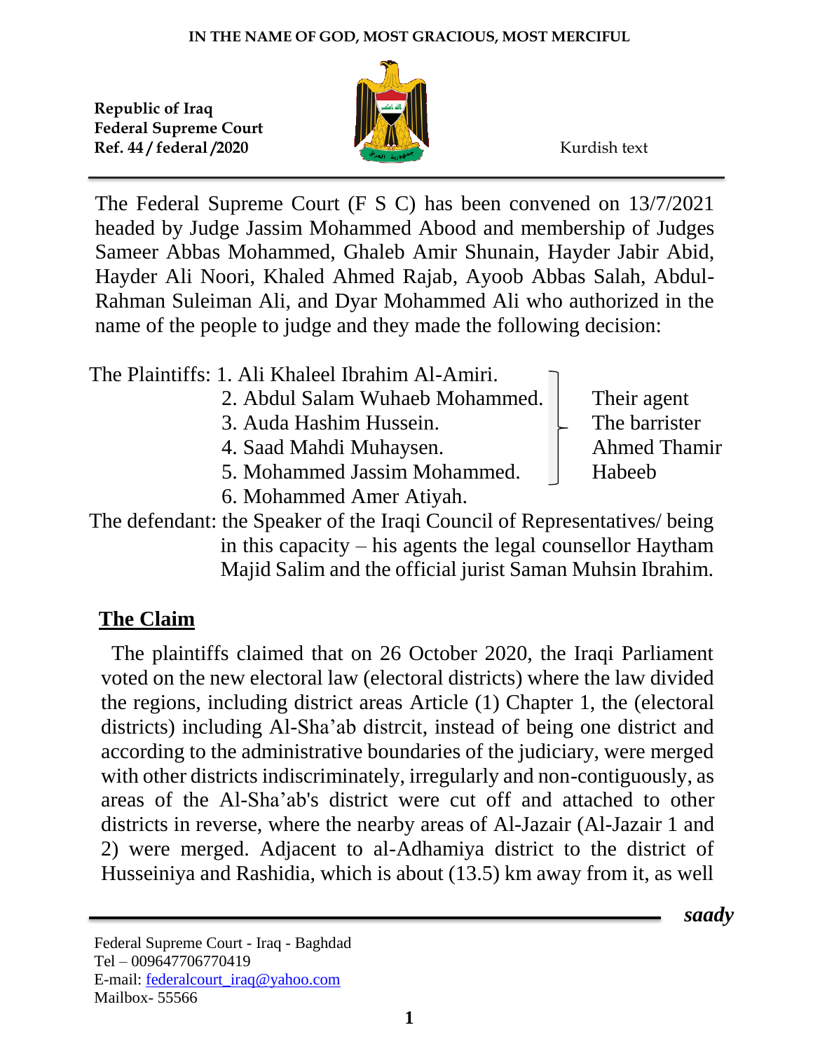IN THE NAME OF GOD, MOST GRACIOUS, MOST MERCIFUL

**Republic of Iraq**
**Federal Supreme Court**
**Ref. 44 / federal /2020**

Kurdish text

The Federal Supreme Court (F S C) has been convened on 13/7/2021 headed by Judge Jassim Mohammed Abood and membership of Judges Sameer Abbas Mohammed, Ghaleb Amir Shunain, Hayder Jabir Abid, Hayder Ali Noori, Khaled Ahmed Rajab, Ayoob Abbas Salah, Abdul-Rahman Suleiman Ali, and Dyar Mohammed Ali who authorized in the name of the people to judge and they made the following decision:

The Plaintiffs:
1. Ali Khaleel Ibrahim Al-Amiri.
2. Abdul Salam Wuhaeb Mohammed.
3. Auda Hashim Hussein.
4. Saad Mahdi Muhaysen.
5. Mohammed Jassim Mohammed.
6. Mohammed Amer Atiyah.

Their agent The barrister Ahmed Thamir Habeeb

The defendant: the Speaker of the Iraqi Council of Representatives/ being in this capacity – his agents the legal counsellor Haytham Majid Salim and the official jurist Saman Muhsin Ibrahim.

## The Claim

The plaintiffs claimed that on 26 October 2020, the Iraqi Parliament voted on the new electoral law (electoral districts) where the law divided the regions, including district areas Article (1) Chapter 1, the (electoral districts) including Al-Sha'ab distrcit, instead of being one district and according to the administrative boundaries of the judiciary, were merged with other districts indiscriminately, irregularly and non-contiguously, as areas of the Al-Sha'ab's district were cut off and attached to other districts in reverse, where the nearby areas of Al-Jazair (Al-Jazair 1 and 2) were merged. Adjacent to al-Adhamiya district to the district of Husseiniya and Rashidia, which is about (13.5) km away from it, as well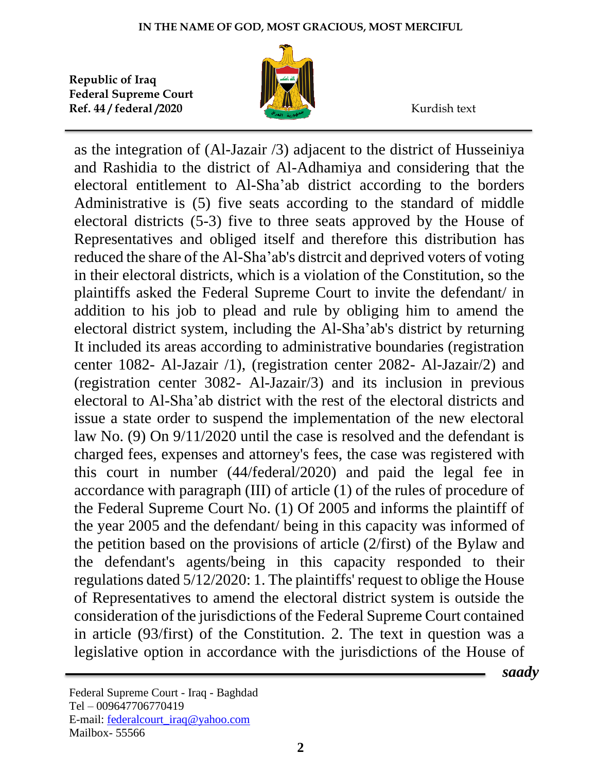as the integration of (Al-Jazair /3) adjacent to the district of Husseiniya and Rashidia to the district of Al-Adhamiya and considering that the electoral entitlement to Al-Sha'ab district according to the borders Administrative is (5) five seats according to the standard of middle electoral districts (5-3) five to three seats approved by the House of Representatives and obliged itself and therefore this distribution has reduced the share of the Al-Sha'ab's distrcit and deprived voters of voting in their electoral districts, which is a violation of the Constitution, so the plaintiffs asked the Federal Supreme Court to invite the defendant/ in addition to his job to plead and rule by obliging him to amend the electoral district system, including the Al-Sha'ab's district by returning It included its areas according to administrative boundaries (registration center 1082- Al-Jazair /1), (registration center 2082- Al-Jazair/2) and (registration center 3082- Al-Jazair/3) and its inclusion in previous electoral to Al-Sha'ab district with the rest of the electoral districts and issue a state order to suspend the implementation of the new electoral law No. (9) On 9/11/2020 until the case is resolved and the defendant is charged fees, expenses and attorney's fees, the case was registered with this court in number (44/federal/2020) and paid the legal fee in accordance with paragraph (III) of article (1) of the rules of procedure of the Federal Supreme Court No. (1) Of 2005 and informs the plaintiff of the year 2005 and the defendant/ being in this capacity was informed of the petition based on the provisions of article (2/first) of the Bylaw and the defendant's agents/being in this capacity responded to their regulations dated 5/12/2020: 1. The plaintiffs' request to oblige the House of Representatives to amend the electoral district system is outside the consideration of the jurisdictions of the Federal Supreme Court contained in article (93/first) of the Constitution. 2. The text in question was a legislative option in accordance with the jurisdictions of the House of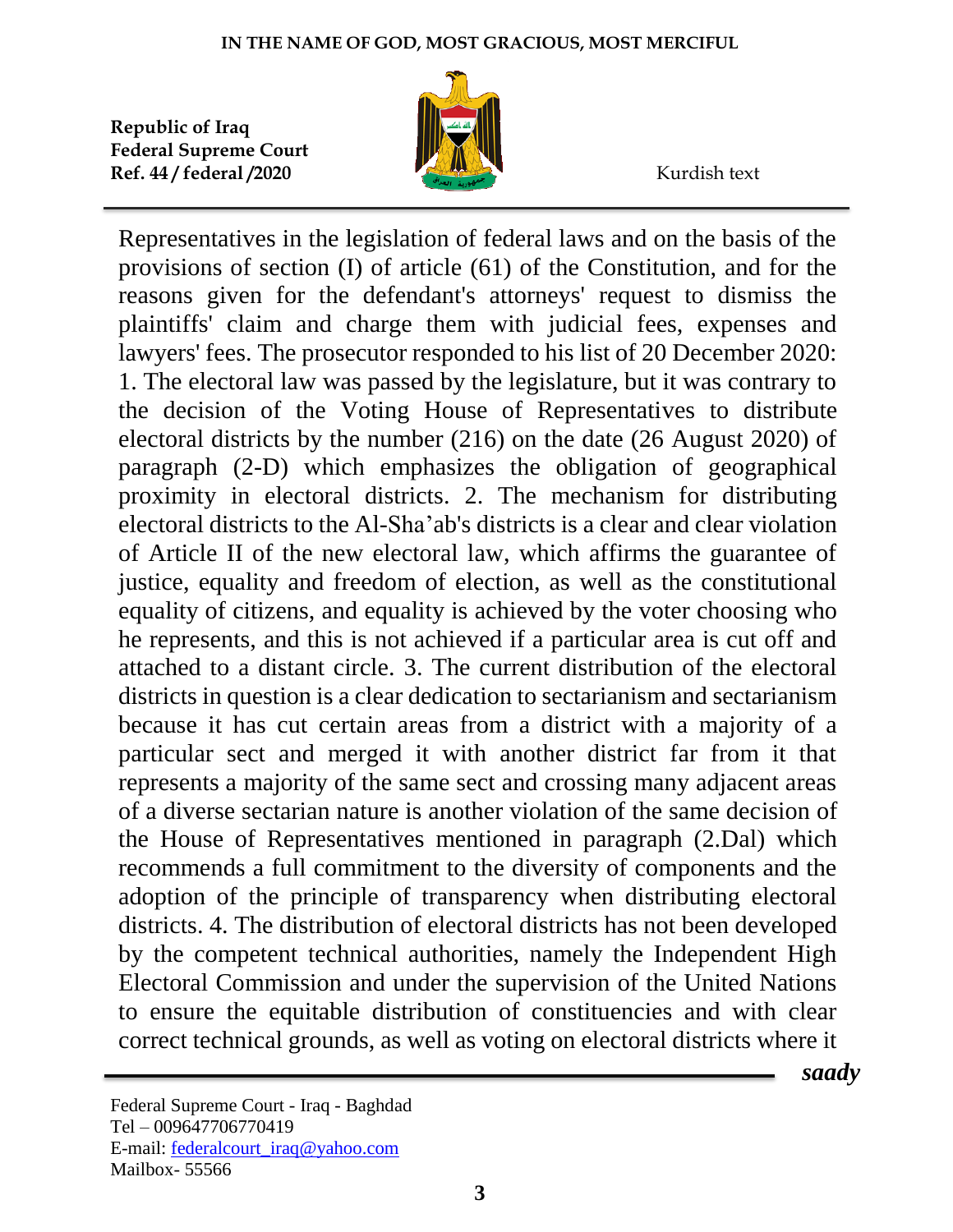Representatives in the legislation of federal laws and on the basis of the provisions of section (I) of article (61) of the Constitution, and for the reasons given for the defendant's attorneys' request to dismiss the plaintiffs' claim and charge them with judicial fees, expenses and lawyers' fees. The prosecutor responded to his list of 20 December 2020: 1. The electoral law was passed by the legislature, but it was contrary to the decision of the Voting House of Representatives to distribute electoral districts by the number (216) on the date (26 August 2020) of paragraph (2-D) which emphasizes the obligation of geographical proximity in electoral districts. 2. The mechanism for distributing electoral districts to the Al-Sha'ab's districts is a clear and clear violation of Article II of the new electoral law, which affirms the guarantee of justice, equality and freedom of election, as well as the constitutional equality of citizens, and equality is achieved by the voter choosing who he represents, and this is not achieved if a particular area is cut off and attached to a distant circle. 3. The current distribution of the electoral districts in question is a clear dedication to sectarianism and sectarianism because it has cut certain areas from a district with a majority of a particular sect and merged it with another district far from it that represents a majority of the same sect and crossing many adjacent areas of a diverse sectarian nature is another violation of the same decision of the House of Representatives mentioned in paragraph (2.Dal) which recommends a full commitment to the diversity of components and the adoption of the principle of transparency when distributing electoral districts. 4. The distribution of electoral districts has not been developed by the competent technical authorities, namely the Independent High Electoral Commission and under the supervision of the United Nations to ensure the equitable distribution of constituencies and with clear correct technical grounds, as well as voting on electoral districts where it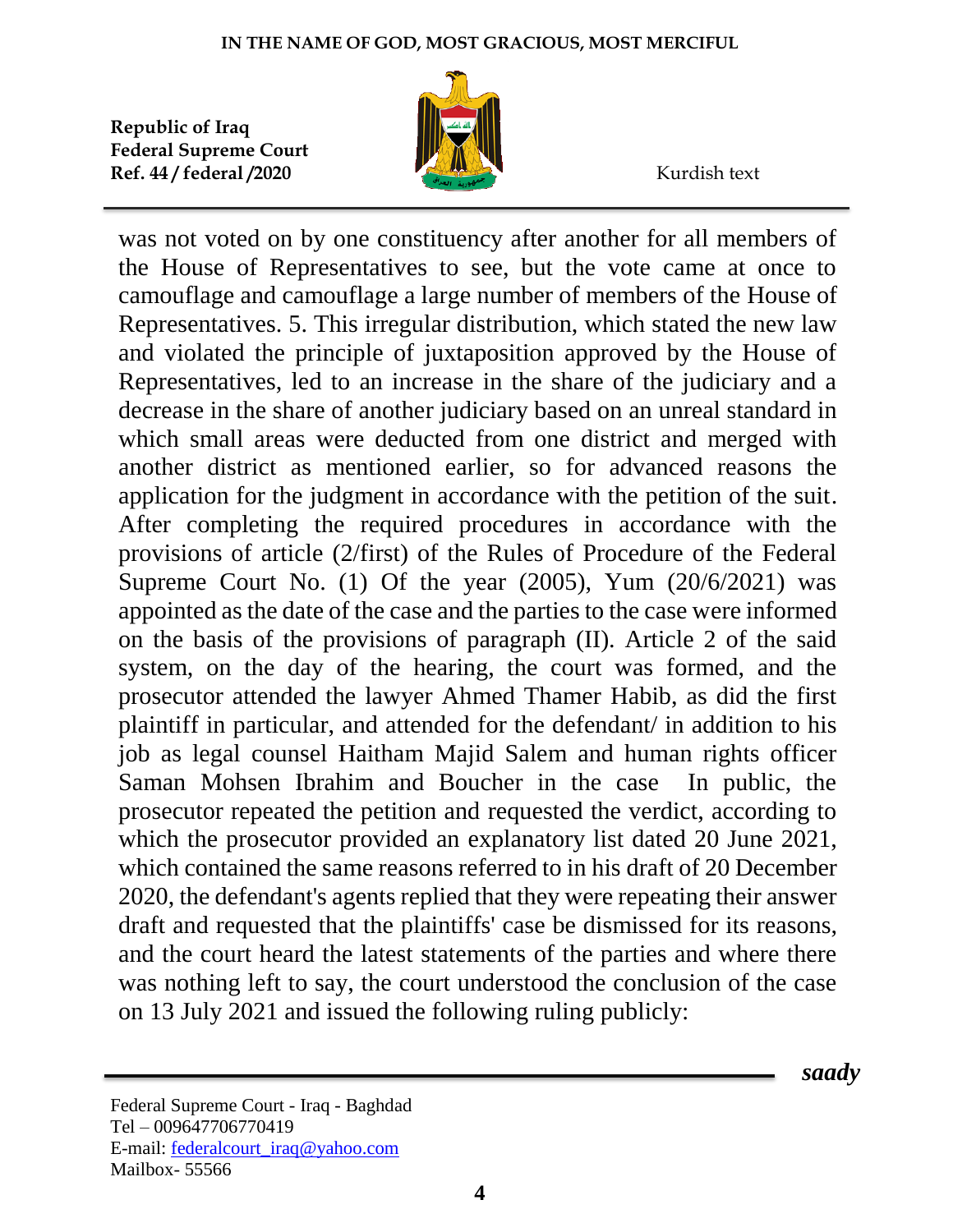was not voted on by one constituency after another for all members of the House of Representatives to see, but the vote came at once to camouflage and camouflage a large number of members of the House of Representatives. 5. This irregular distribution, which stated the new law and violated the principle of juxtaposition approved by the House of Representatives, led to an increase in the share of the judiciary and a decrease in the share of another judiciary based on an unreal standard in which small areas were deducted from one district and merged with another district as mentioned earlier, so for advanced reasons the application for the judgment in accordance with the petition of the suit. After completing the required procedures in accordance with the provisions of article (2/first) of the Rules of Procedure of the Federal Supreme Court No. (1) Of the year (2005), Yum (20/6/2021) was appointed as the date of the case and the parties to the case were informed on the basis of the provisions of paragraph (II). Article 2 of the said system, on the day of the hearing, the court was formed, and the prosecutor attended the lawyer Ahmed Thamer Habib, as did the first plaintiff in particular, and attended for the defendant/ in addition to his job as legal counsel Haitham Majid Salem and human rights officer Saman Mohsen Ibrahim and Boucher in the case In public, the prosecutor repeated the petition and requested the verdict, according to which the prosecutor provided an explanatory list dated 20 June 2021, which contained the same reasons referred to in his draft of 20 December 2020, the defendant's agents replied that they were repeating their answer draft and requested that the plaintiffs' case be dismissed for its reasons, and the court heard the latest statements of the parties and where there was nothing left to say, the court understood the conclusion of the case on 13 July 2021 and issued the following ruling publicly: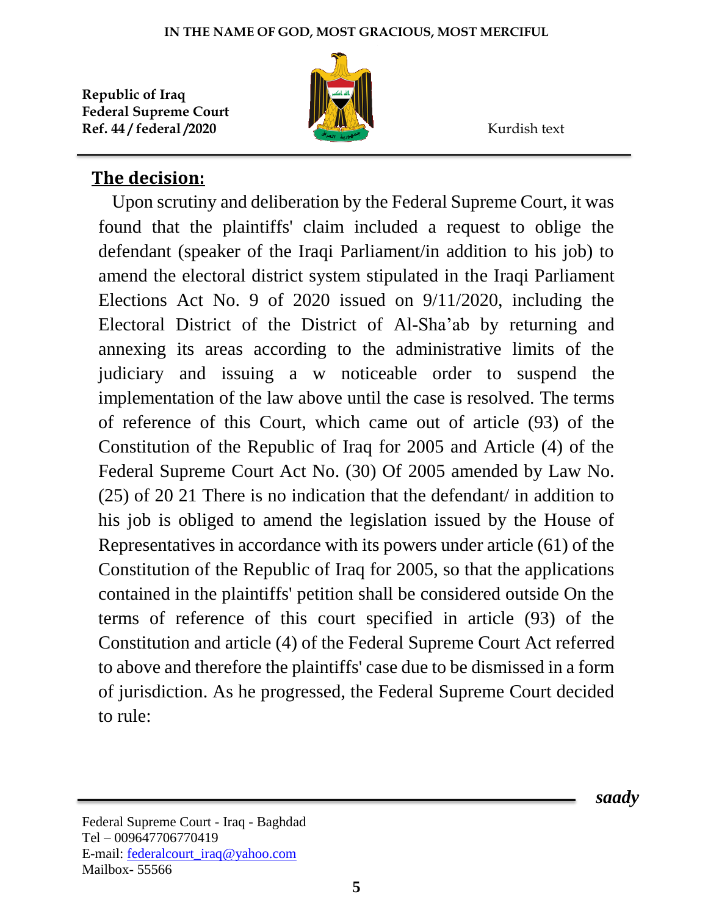## The decision:

Upon scrutiny and deliberation by the Federal Supreme Court, it was found that the plaintiffs' claim included a request to oblige the defendant (speaker of the Iraqi Parliament/in addition to his job) to amend the electoral district system stipulated in the Iraqi Parliament Elections Act No. 9 of 2020 issued on 9/11/2020, including the Electoral District of the District of Al-Sha'ab by returning and annexing its areas according to the administrative limits of the judiciary and issuing a w noticeable order to suspend the implementation of the law above until the case is resolved. The terms of reference of this Court, which came out of article (93) of the Constitution of the Republic of Iraq for 2005 and Article (4) of the Federal Supreme Court Act No. (30) Of 2005 amended by Law No. (25) of 20 21 There is no indication that the defendant/ in addition to his job is obliged to amend the legislation issued by the House of Representatives in accordance with its powers under article (61) of the Constitution of the Republic of Iraq for 2005, so that the applications contained in the plaintiffs' petition shall be considered outside On the terms of reference of this court specified in article (93) of the Constitution and article (4) of the Federal Supreme Court Act referred to above and therefore the plaintiffs' case due to be dismissed in a form of jurisdiction. As he progressed, the Federal Supreme Court decided to rule: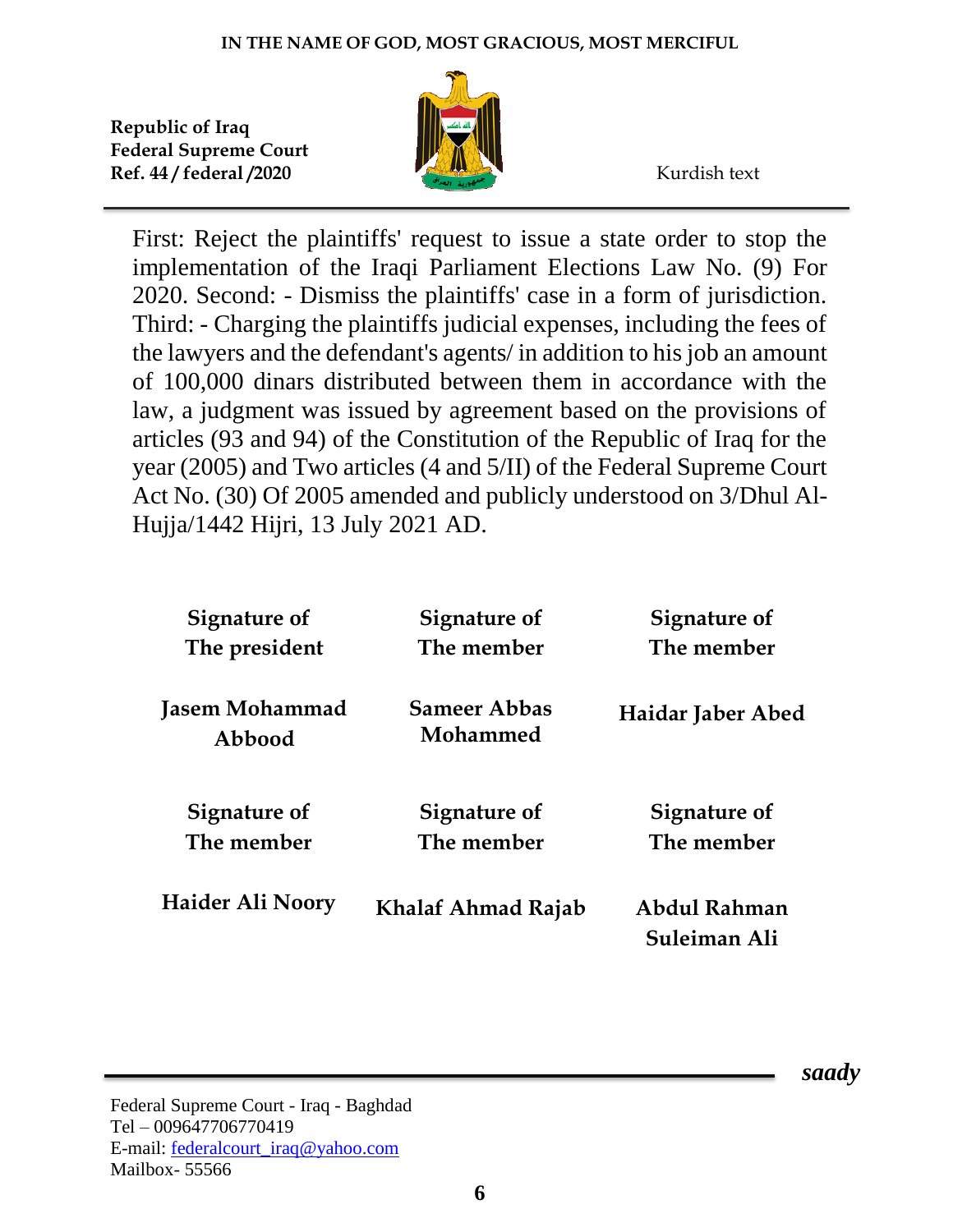First: Reject the plaintiffs' request to issue a state order to stop the implementation of the Iraqi Parliament Elections Law No. (9) For 2020. Second: - Dismiss the plaintiffs' case in a form of jurisdiction. Third: - Charging the plaintiffs judicial expenses, including the fees of the lawyers and the defendant's agents/ in addition to his job an amount of 100,000 dinars distributed between them in accordance with the law, a judgment was issued by agreement based on the provisions of articles (93 and 94) of the Constitution of the Republic of Iraq for the year (2005) and Two articles (4 and 5/II) of the Federal Supreme Court Act No. (30) Of 2005 amended and publicly understood on 3/Dhul Al-Hujja/1442 Hijri, 13 July 2021 AD.

| **Signature of The president** | **Signature of The member** | **Signature of The member** |
|---|---|---|
| **Jasem Mohammad Abbood** | **Sameer Abbas Mohammed** | **Haidar Jaber Abed** |
| **Signature of The member** | **Signature of The member** | **Signature of The member** |
| **Haider Ali Noory** | **Khalaf Ahmad Rajab** | **Abdul Rahman Suleiman Ali** |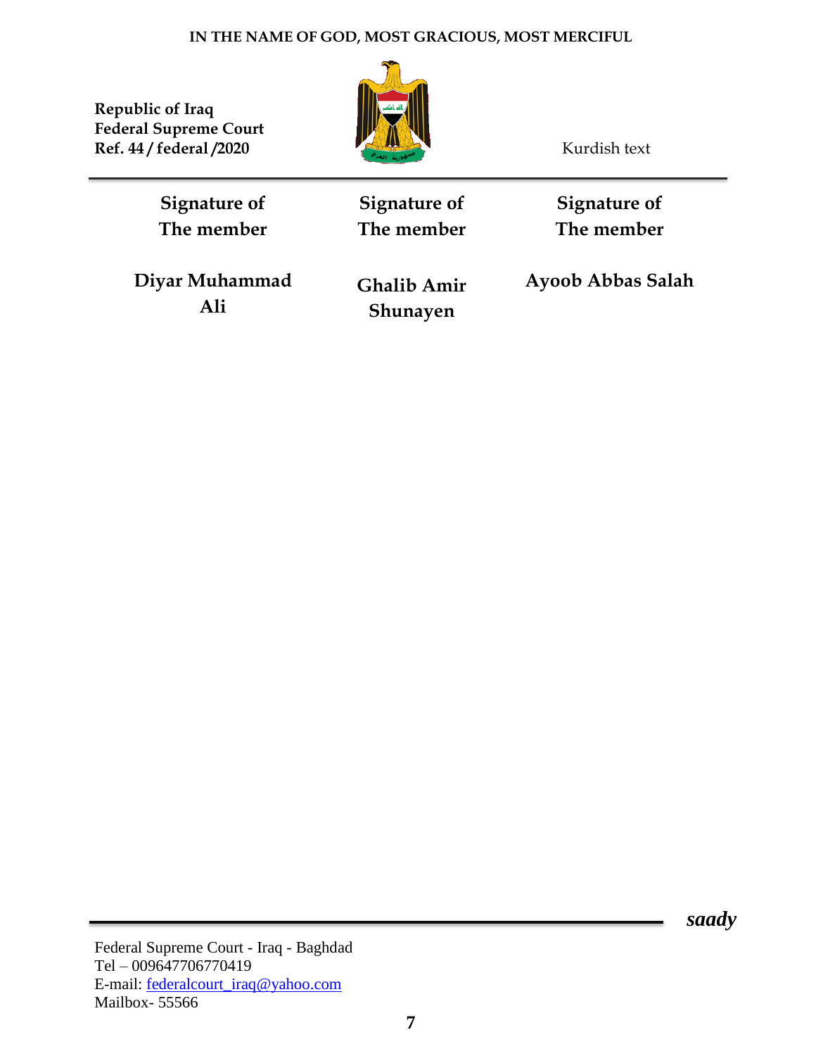**Signature of The member** | **Signature of The member** | **Signature of The member**

| | | |
|---|---|---|
| **Signature of The member** | **Signature of The member** | **Signature of The member** |
| **Diyar Muhammad Ali** | **Ghalib Amir Shunayen** | **Ayoob Abbas Salah** |

***saady***